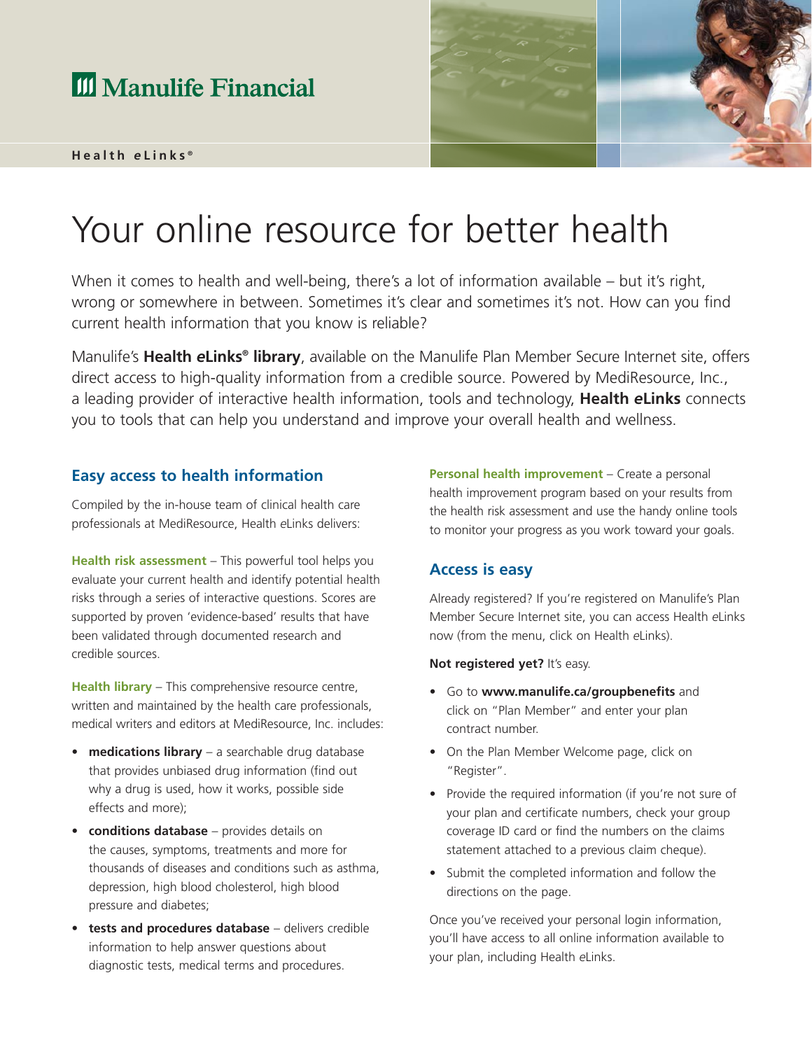Manulife Financial

**Health *e*Links®**

# Your online resource for better health

When it comes to health and well-being, there's a lot of information available – but it's right, wrong or somewhere in between. Sometimes it's clear and sometimes it's not. How can you find current health information that you know is reliable?

Manulife's **Health *e*Links® library**, available on the Manulife Plan Member Secure Internet site, offers direct access to high-quality information from a credible source. Powered by MediResource, Inc., a leading provider of interactive health information, tools and technology, **Health *e*Links** connects you to tools that can help you understand and improve your overall health and wellness.

## Easy access to health information

Compiled by the in-house team of clinical health care professionals at MediResource, Health eLinks delivers:

**Health risk assessment** – This powerful tool helps you evaluate your current health and identify potential health risks through a series of interactive questions. Scores are supported by proven 'evidence-based' results that have been validated through documented research and credible sources.

**Health library** – This comprehensive resource centre, written and maintained by the health care professionals, medical writers and editors at MediResource, Inc. includes:

- **medications library** – a searchable drug database that provides unbiased drug information (find out why a drug is used, how it works, possible side effects and more);
- **conditions database** – provides details on the causes, symptoms, treatments and more for thousands of diseases and conditions such as asthma, depression, high blood cholesterol, high blood pressure and diabetes;
- **tests and procedures database** – delivers credible information to help answer questions about diagnostic tests, medical terms and procedures.

**Personal health improvement** – Create a personal health improvement program based on your results from the health risk assessment and use the handy online tools to monitor your progress as you work toward your goals.

## Access is easy

Already registered? If you're registered on Manulife's Plan Member Secure Internet site, you can access Health eLinks now (from the menu, click on Health eLinks).

**Not registered yet?** It's easy.

- Go to **www.manulife.ca/groupbenefits** and click on "Plan Member" and enter your plan contract number.
- On the Plan Member Welcome page, click on "Register".
- Provide the required information (if you're not sure of your plan and certificate numbers, check your group coverage ID card or find the numbers on the claims statement attached to a previous claim cheque).
- Submit the completed information and follow the directions on the page.

Once you've received your personal login information, you'll have access to all online information available to your plan, including Health *e*Links.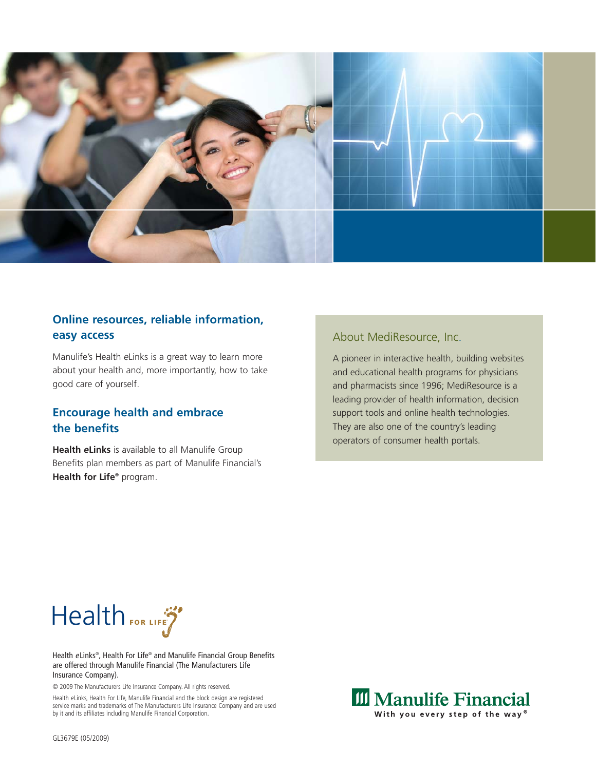## Online resources, reliable information, easy access

Manulife's Health *e*Links is a great way to learn more about your health and, more importantly, how to take good care of yourself.

## Encourage health and embrace the benefits

**Health *e*Links** is available to all Manulife Group Benefits plan members as part of Manulife Financial's **Health for Life®** program.

### About MediResource, Inc.

A pioneer in interactive health, building websites and educational health programs for physicians and pharmacists since 1996; MediResource is a leading provider of health information, decision support tools and online health technologies. They are also one of the country's leading operators of consumer health portals.

Health FOR LIFE

Health *e*Links®, Health For Life® and Manulife Financial Group Benefits are offered through Manulife Financial (The Manufacturers Life Insurance Company).

© 2009 The Manufacturers Life Insurance Company. All rights reserved.

Health *e*Links, Health For Life, Manulife Financial and the block design are registered service marks and trademarks of The Manufacturers Life Insurance Company and are used by it and its affiliates including Manulife Financial Corporation.

Manulife Financial
With you every step of the way®

GL3679E (05/2009)